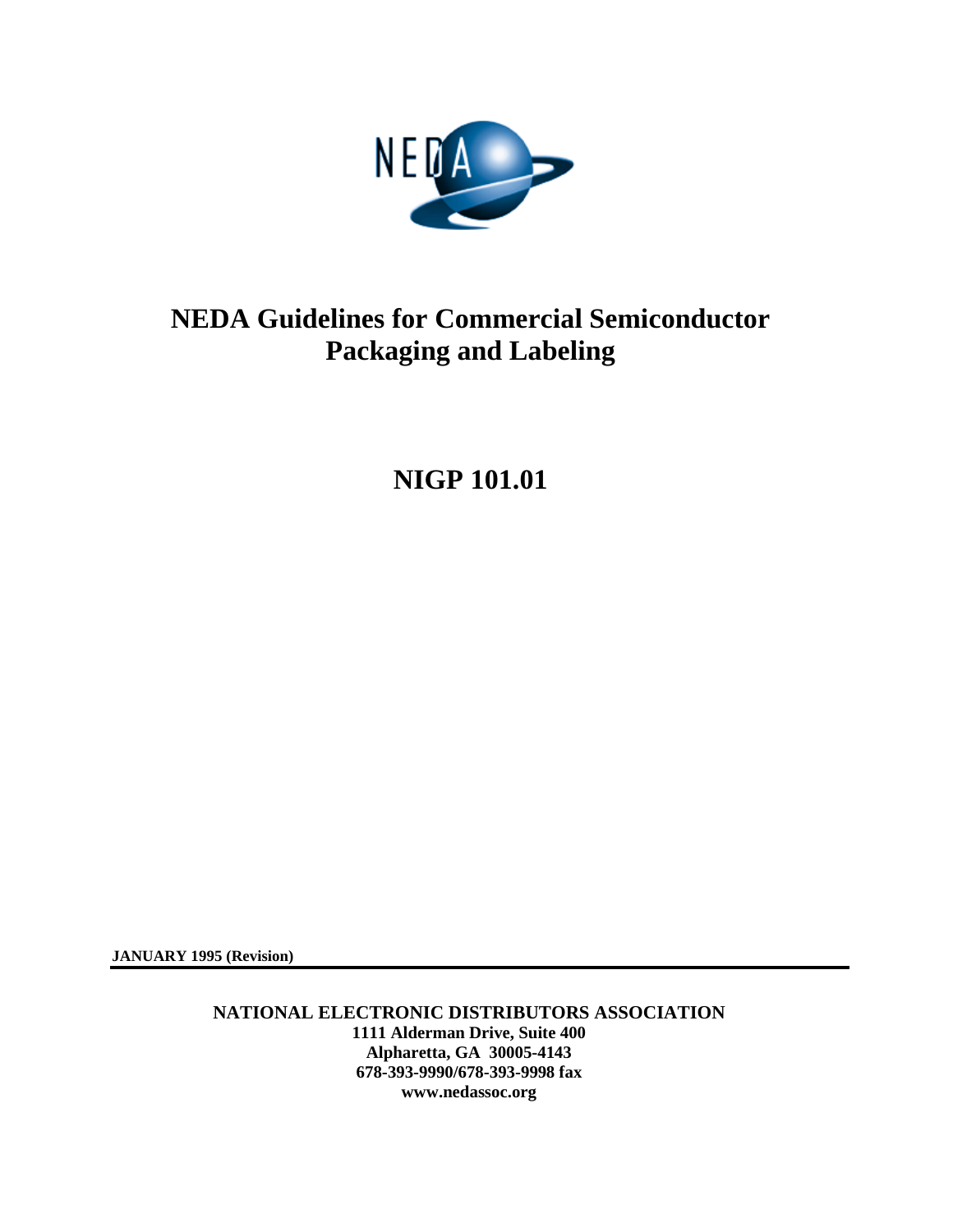# NEDA Guidelines for Commercial Semiconductor Packaging and Labeling

## NIGP 101.01

**JANUARY 1995 (Revision)**

**NATIONAL ELECTRONIC DISTRIBUTORS ASSOCIATION**
**1111 Alderman Drive, Suite 400**
**Alpharetta, GA 30005-4143**
**678-393-9990/678-393-9998 fax**
**www.nedassoc.org**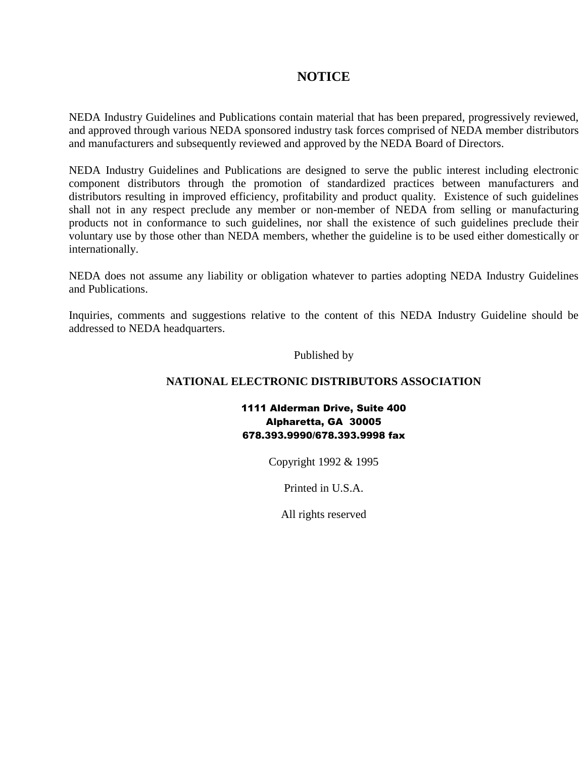# NOTICE

NEDA Industry Guidelines and Publications contain material that has been prepared, progressively reviewed, and approved through various NEDA sponsored industry task forces comprised of NEDA member distributors and manufacturers and subsequently reviewed and approved by the NEDA Board of Directors.

NEDA Industry Guidelines and Publications are designed to serve the public interest including electronic component distributors through the promotion of standardized practices between manufacturers and distributors resulting in improved efficiency, profitability and product quality. Existence of such guidelines shall not in any respect preclude any member or non-member of NEDA from selling or manufacturing products not in conformance to such guidelines, nor shall the existence of such guidelines preclude their voluntary use by those other than NEDA members, whether the guideline is to be used either domestically or internationally.

NEDA does not assume any liability or obligation whatever to parties adopting NEDA Industry Guidelines and Publications.

Inquiries, comments and suggestions relative to the content of this NEDA Industry Guideline should be addressed to NEDA headquarters.

Published by

**NATIONAL ELECTRONIC DISTRIBUTORS ASSOCIATION**

**1111 Alderman Drive, Suite 400**
**Alpharetta, GA 30005**
**678.393.9990/678.393.9998 fax**

Copyright 1992 & 1995

Printed in U.S.A.

All rights reserved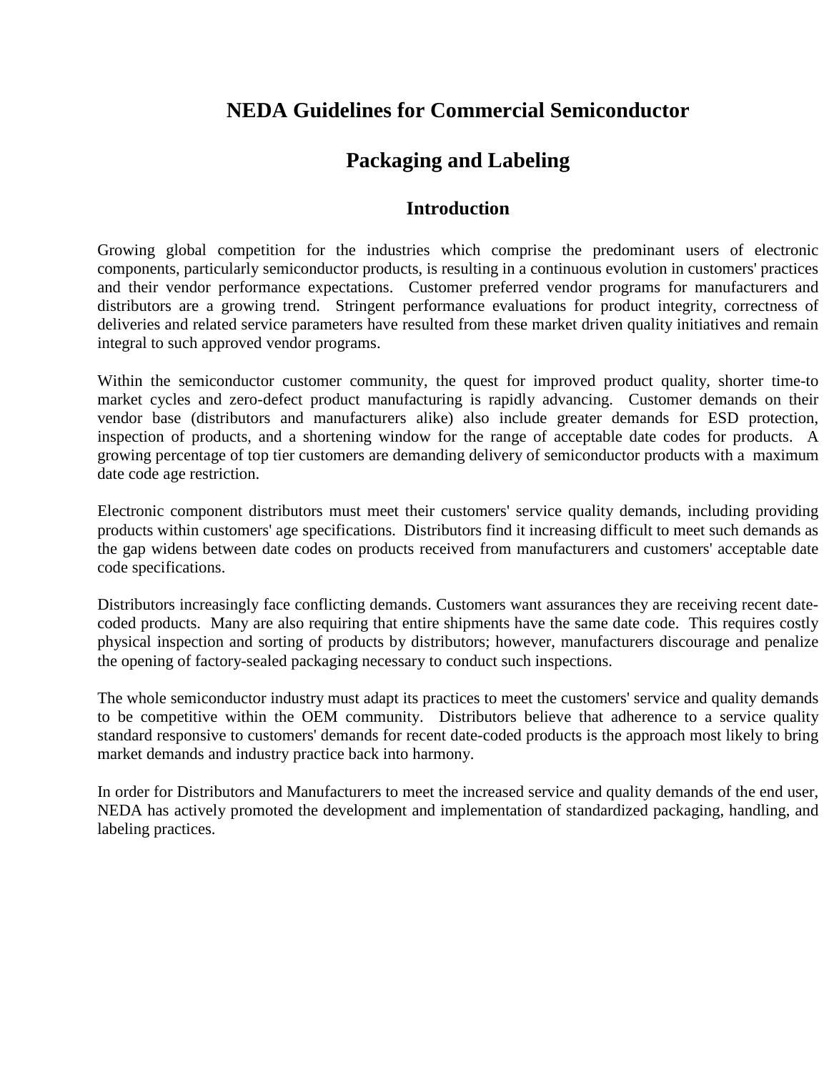# NEDA Guidelines for Commercial Semiconductor

# Packaging and Labeling

## Introduction

Growing global competition for the industries which comprise the predominant users of electronic components, particularly semiconductor products, is resulting in a continuous evolution in customers' practices and their vendor performance expectations. Customer preferred vendor programs for manufacturers and distributors are a growing trend. Stringent performance evaluations for product integrity, correctness of deliveries and related service parameters have resulted from these market driven quality initiatives and remain integral to such approved vendor programs.

Within the semiconductor customer community, the quest for improved product quality, shorter time-to market cycles and zero-defect product manufacturing is rapidly advancing. Customer demands on their vendor base (distributors and manufacturers alike) also include greater demands for ESD protection, inspection of products, and a shortening window for the range of acceptable date codes for products. A growing percentage of top tier customers are demanding delivery of semiconductor products with a maximum date code age restriction.

Electronic component distributors must meet their customers' service quality demands, including providing products within customers' age specifications. Distributors find it increasing difficult to meet such demands as the gap widens between date codes on products received from manufacturers and customers' acceptable date code specifications.

Distributors increasingly face conflicting demands. Customers want assurances they are receiving recent date-coded products. Many are also requiring that entire shipments have the same date code. This requires costly physical inspection and sorting of products by distributors; however, manufacturers discourage and penalize the opening of factory-sealed packaging necessary to conduct such inspections.

The whole semiconductor industry must adapt its practices to meet the customers' service and quality demands to be competitive within the OEM community. Distributors believe that adherence to a service quality standard responsive to customers' demands for recent date-coded products is the approach most likely to bring market demands and industry practice back into harmony.

In order for Distributors and Manufacturers to meet the increased service and quality demands of the end user, NEDA has actively promoted the development and implementation of standardized packaging, handling, and labeling practices.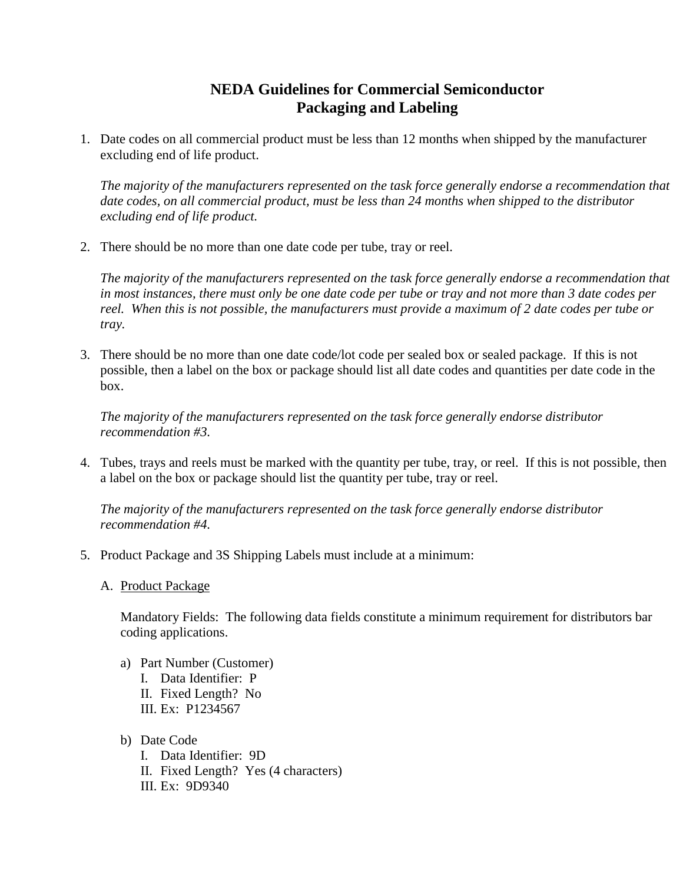# NEDA Guidelines for Commercial Semiconductor Packaging and Labeling

1. Date codes on all commercial product must be less than 12 months when shipped by the manufacturer excluding end of life product.

   *The majority of the manufacturers represented on the task force generally endorse a recommendation that date codes, on all commercial product, must be less than 24 months when shipped to the distributor excluding end of life product.*

2. There should be no more than one date code per tube, tray or reel.

   *The majority of the manufacturers represented on the task force generally endorse a recommendation that in most instances, there must only be one date code per tube or tray and not more than 3 date codes per reel. When this is not possible, the manufacturers must provide a maximum of 2 date codes per tube or tray.*

3. There should be no more than one date code/lot code per sealed box or sealed package. If this is not possible, then a label on the box or package should list all date codes and quantities per date code in the box.

   *The majority of the manufacturers represented on the task force generally endorse distributor recommendation #3.*

4. Tubes, trays and reels must be marked with the quantity per tube, tray, or reel. If this is not possible, then a label on the box or package should list the quantity per tube, tray or reel.

   *The majority of the manufacturers represented on the task force generally endorse distributor recommendation #4.*

5. Product Package and 3S Shipping Labels must include at a minimum:

   A. <u>Product Package</u>

      Mandatory Fields: The following data fields constitute a minimum requirement for distributors bar coding applications.

      a) Part Number (Customer)
         I. Data Identifier: P
         II. Fixed Length? No
         III. Ex: P1234567

      b) Date Code
         I. Data Identifier: 9D
         II. Fixed Length? Yes (4 characters)
         III. Ex: 9D9340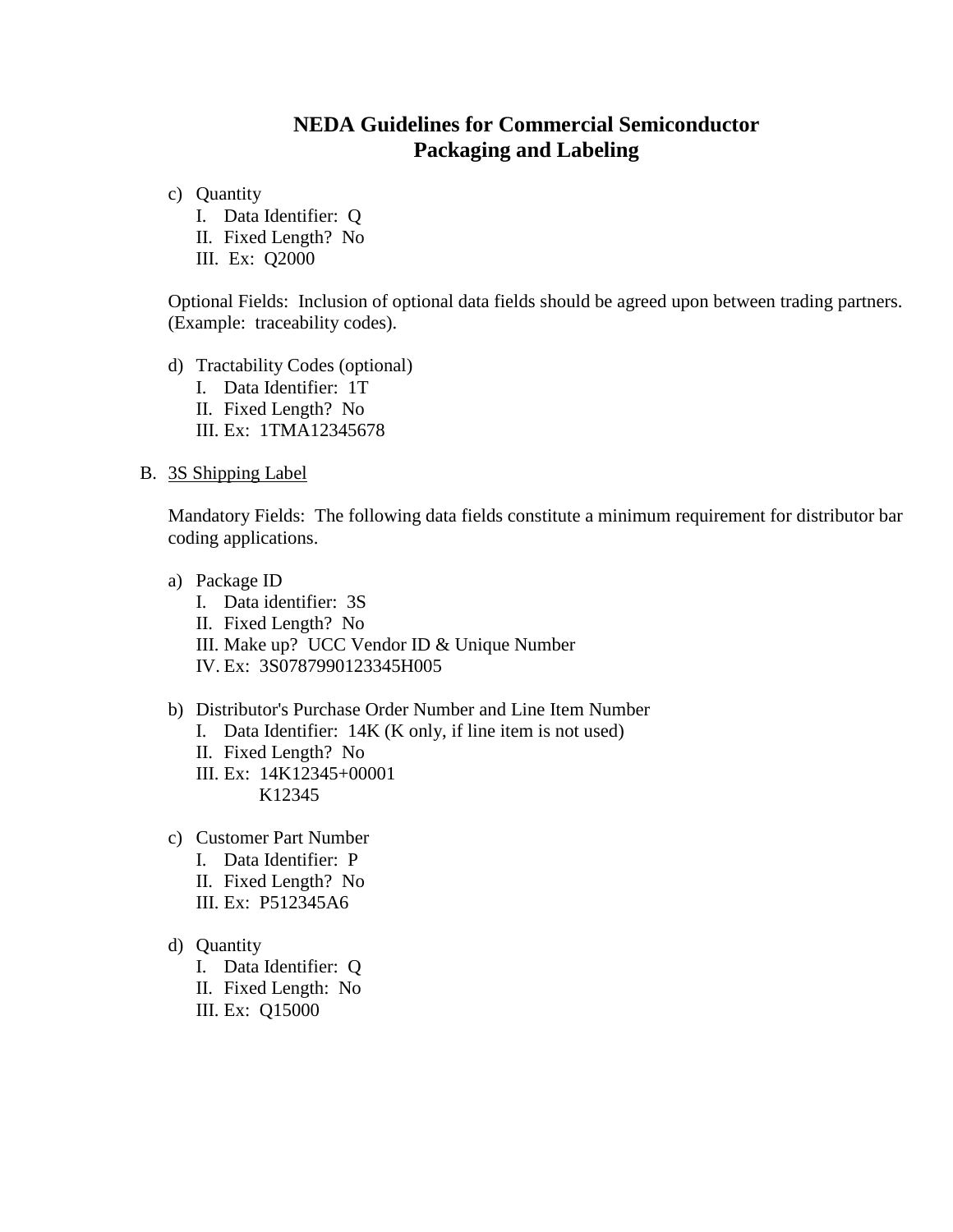c) Quantity
   I. Data Identifier: Q
   II. Fixed Length? No
   III. Ex: Q2000

Optional Fields: Inclusion of optional data fields should be agreed upon between trading partners. (Example: traceability codes).

d) Tractability Codes (optional)
   I. Data Identifier: 1T
   II. Fixed Length? No
   III. Ex: 1TMA12345678

B. <u>3S Shipping Label</u>

Mandatory Fields: The following data fields constitute a minimum requirement for distributor bar coding applications.

a) Package ID
   I. Data identifier: 3S
   II. Fixed Length? No
   III. Make up? UCC Vendor ID & Unique Number
   IV. Ex: 3S0787990123345H005

b) Distributor's Purchase Order Number and Line Item Number
   I. Data Identifier: 14K (K only, if line item is not used)
   II. Fixed Length? No
   III. Ex: 14K12345+00001
   K12345

c) Customer Part Number
   I. Data Identifier: P
   II. Fixed Length? No
   III. Ex: P512345A6

d) Quantity
   I. Data Identifier: Q
   II. Fixed Length: No
   III. Ex: Q15000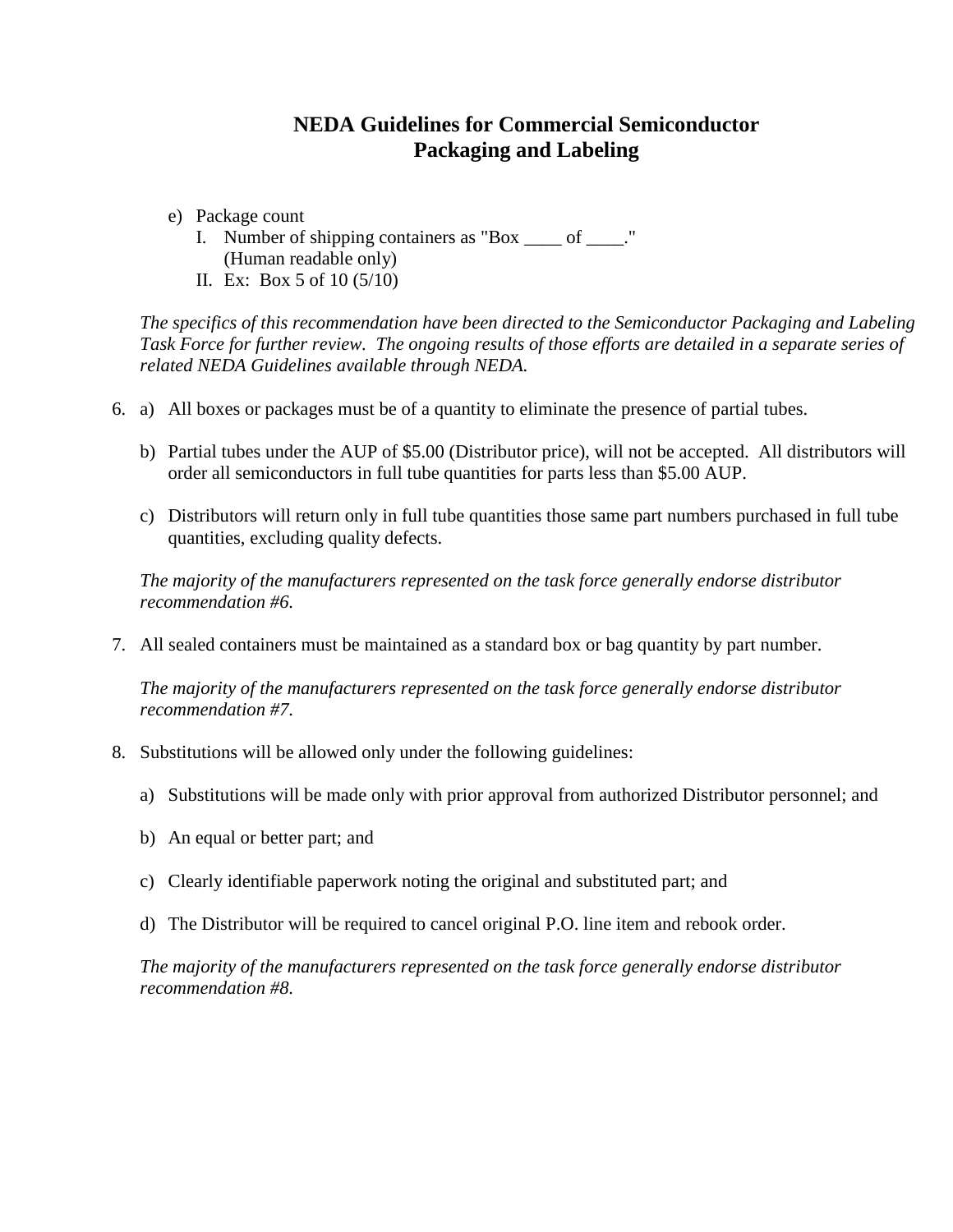# NEDA Guidelines for Commercial Semiconductor Packaging and Labeling

e) Package count
   I. Number of shipping containers as "Box ____ of ____." (Human readable only)
   II. Ex: Box 5 of 10 (5/10)

*The specifics of this recommendation have been directed to the Semiconductor Packaging and Labeling Task Force for further review. The ongoing results of those efforts are detailed in a separate series of related NEDA Guidelines available through NEDA.*

6. a) All boxes or packages must be of a quantity to eliminate the presence of partial tubes.

   b) Partial tubes under the AUP of $5.00 (Distributor price), will not be accepted. All distributors will order all semiconductors in full tube quantities for parts less than $5.00 AUP.

   c) Distributors will return only in full tube quantities those same part numbers purchased in full tube quantities, excluding quality defects.

   *The majority of the manufacturers represented on the task force generally endorse distributor recommendation #6.*

7. All sealed containers must be maintained as a standard box or bag quantity by part number.

   *The majority of the manufacturers represented on the task force generally endorse distributor recommendation #7.*

8. Substitutions will be allowed only under the following guidelines:

   a) Substitutions will be made only with prior approval from authorized Distributor personnel; and

   b) An equal or better part; and

   c) Clearly identifiable paperwork noting the original and substituted part; and

   d) The Distributor will be required to cancel original P.O. line item and rebook order.

   *The majority of the manufacturers represented on the task force generally endorse distributor recommendation #8.*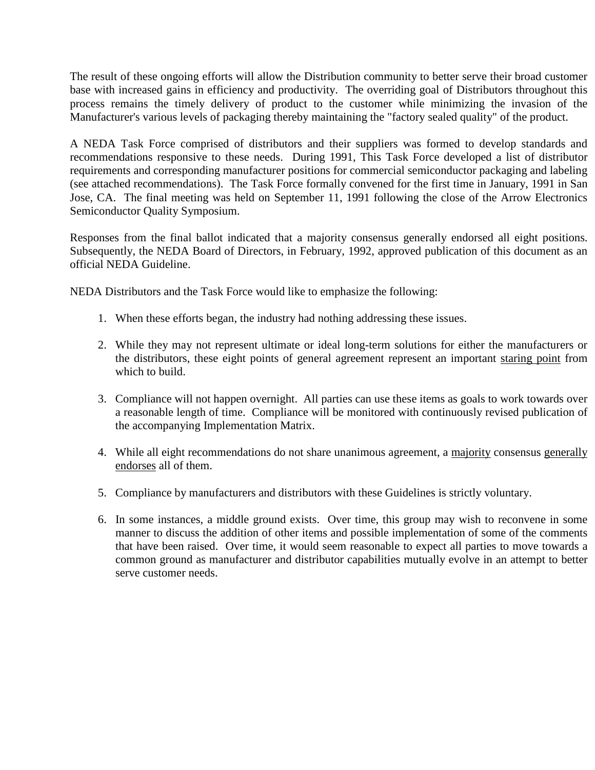The result of these ongoing efforts will allow the Distribution community to better serve their broad customer base with increased gains in efficiency and productivity. The overriding goal of Distributors throughout this process remains the timely delivery of product to the customer while minimizing the invasion of the Manufacturer's various levels of packaging thereby maintaining the "factory sealed quality" of the product.

A NEDA Task Force comprised of distributors and their suppliers was formed to develop standards and recommendations responsive to these needs. During 1991, This Task Force developed a list of distributor requirements and corresponding manufacturer positions for commercial semiconductor packaging and labeling (see attached recommendations). The Task Force formally convened for the first time in January, 1991 in San Jose, CA. The final meeting was held on September 11, 1991 following the close of the Arrow Electronics Semiconductor Quality Symposium.

Responses from the final ballot indicated that a majority consensus generally endorsed all eight positions. Subsequently, the NEDA Board of Directors, in February, 1992, approved publication of this document as an official NEDA Guideline.

NEDA Distributors and the Task Force would like to emphasize the following:

1. When these efforts began, the industry had nothing addressing these issues.

2. While they may not represent ultimate or ideal long-term solutions for either the manufacturers or the distributors, these eight points of general agreement represent an important <u>staring point</u> from which to build.

3. Compliance will not happen overnight. All parties can use these items as goals to work towards over a reasonable length of time. Compliance will be monitored with continuously revised publication of the accompanying Implementation Matrix.

4. While all eight recommendations do not share unanimous agreement, a <u>majority</u> consensus <u>generally endorses</u> all of them.

5. Compliance by manufacturers and distributors with these Guidelines is strictly voluntary.

6. In some instances, a middle ground exists. Over time, this group may wish to reconvene in some manner to discuss the addition of other items and possible implementation of some of the comments that have been raised. Over time, it would seem reasonable to expect all parties to move towards a common ground as manufacturer and distributor capabilities mutually evolve in an attempt to better serve customer needs.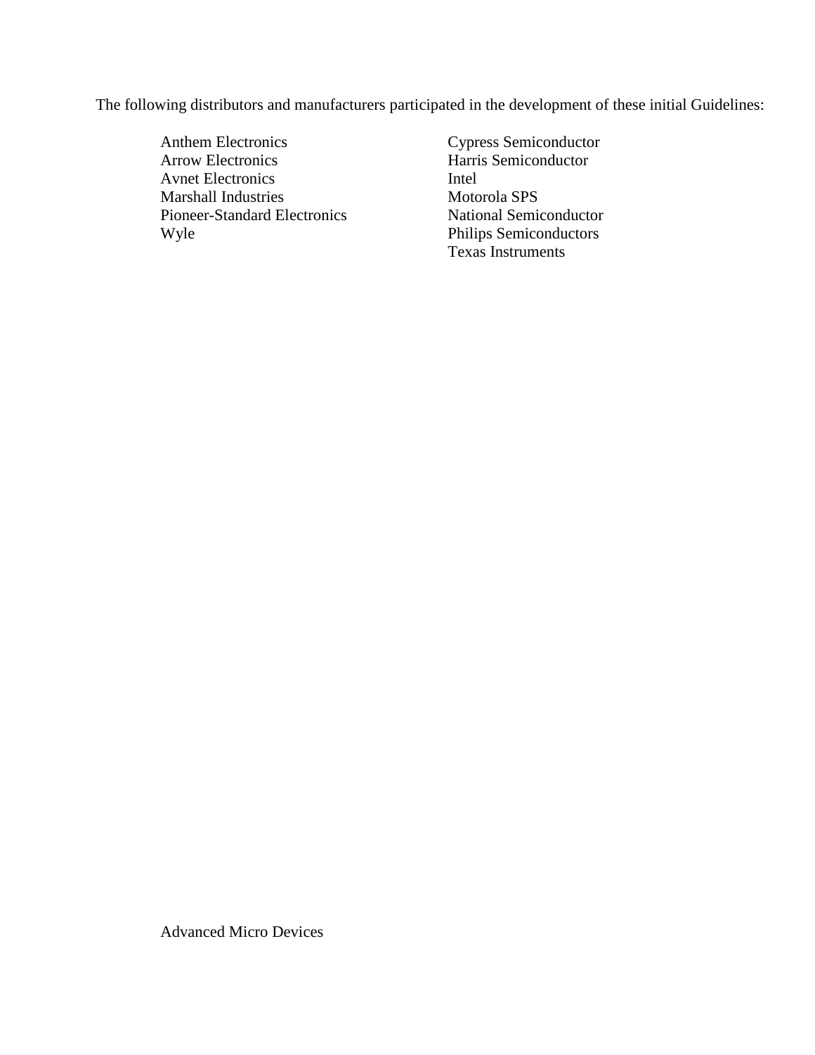The following distributors and manufacturers participated in the development of these initial Guidelines:

Anthem Electronics
Arrow Electronics
Avnet Electronics
Marshall Industries
Pioneer-Standard Electronics
Wyle

Cypress Semiconductor
Harris Semiconductor
Intel
Motorola SPS
National Semiconductor
Philips Semiconductors
Texas Instruments

Advanced Micro Devices